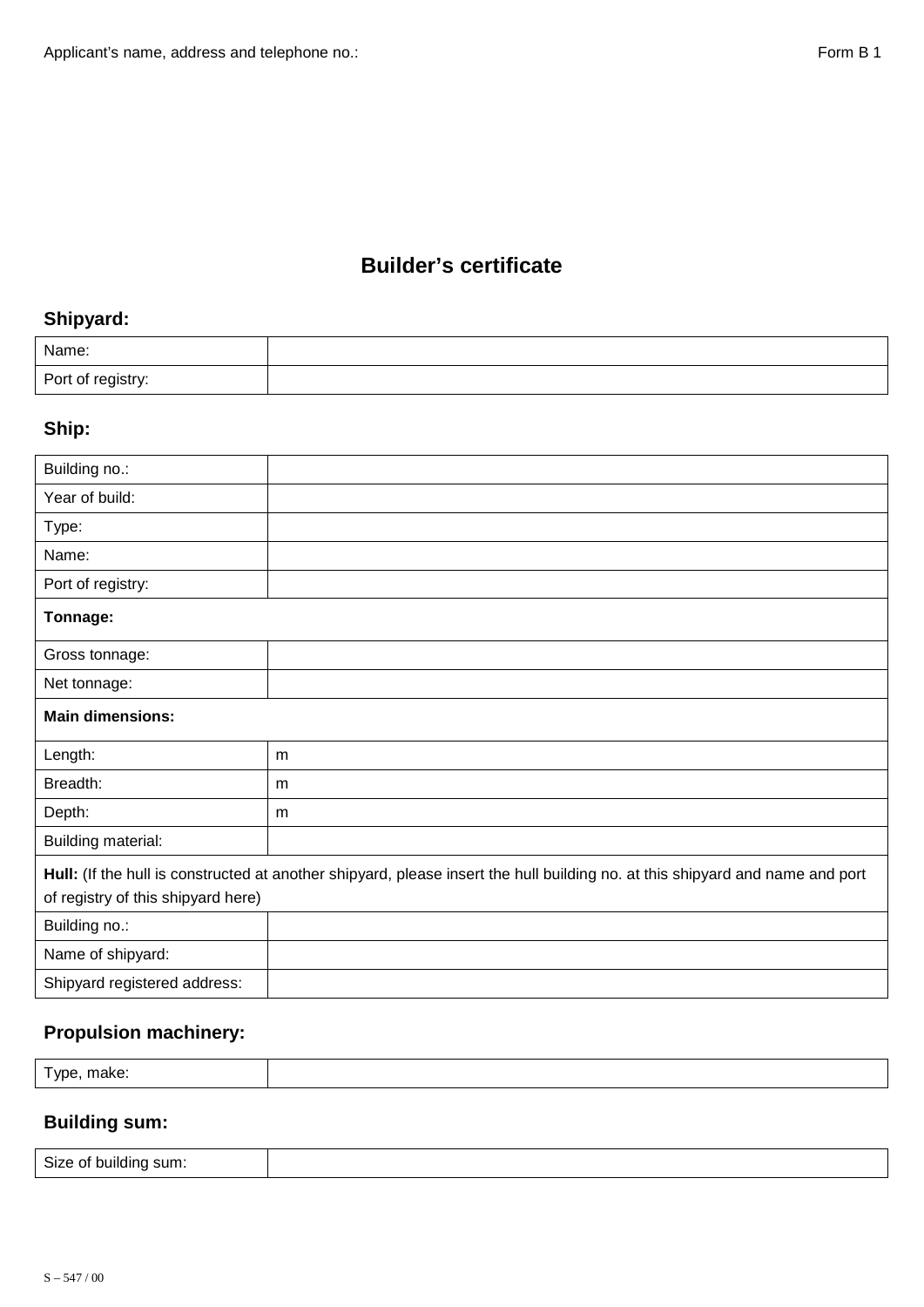Applicant's name, address and telephone no.: Form B 1

# Builder's certificate

## Shipyard:

| | |
|---|---|
| Name: | |
| Port of registry: | |

## Ship:

| | |
|---|---|
| Building no.: | |
| Year of build: | |
| Type: | |
| Name: | |
| Port of registry: | |
| **Tonnage:** | |
| Gross tonnage: | |
| Net tonnage: | |
| **Main dimensions:** | |
| Length: | m |
| Breadth: | m |
| Depth: | m |
| Building material: | |
| **Hull:** (If the hull is constructed at another shipyard, please insert the hull building no. at this shipyard and name and port of registry of this shipyard here) | |
| Building no.: | |
| Name of shipyard: | |
| Shipyard registered address: | |

## Propulsion machinery:

| | |
|---|---|
| Type, make: | |

## Building sum:

| | |
|---|---|
| Size of building sum: | |

S – 547 / 00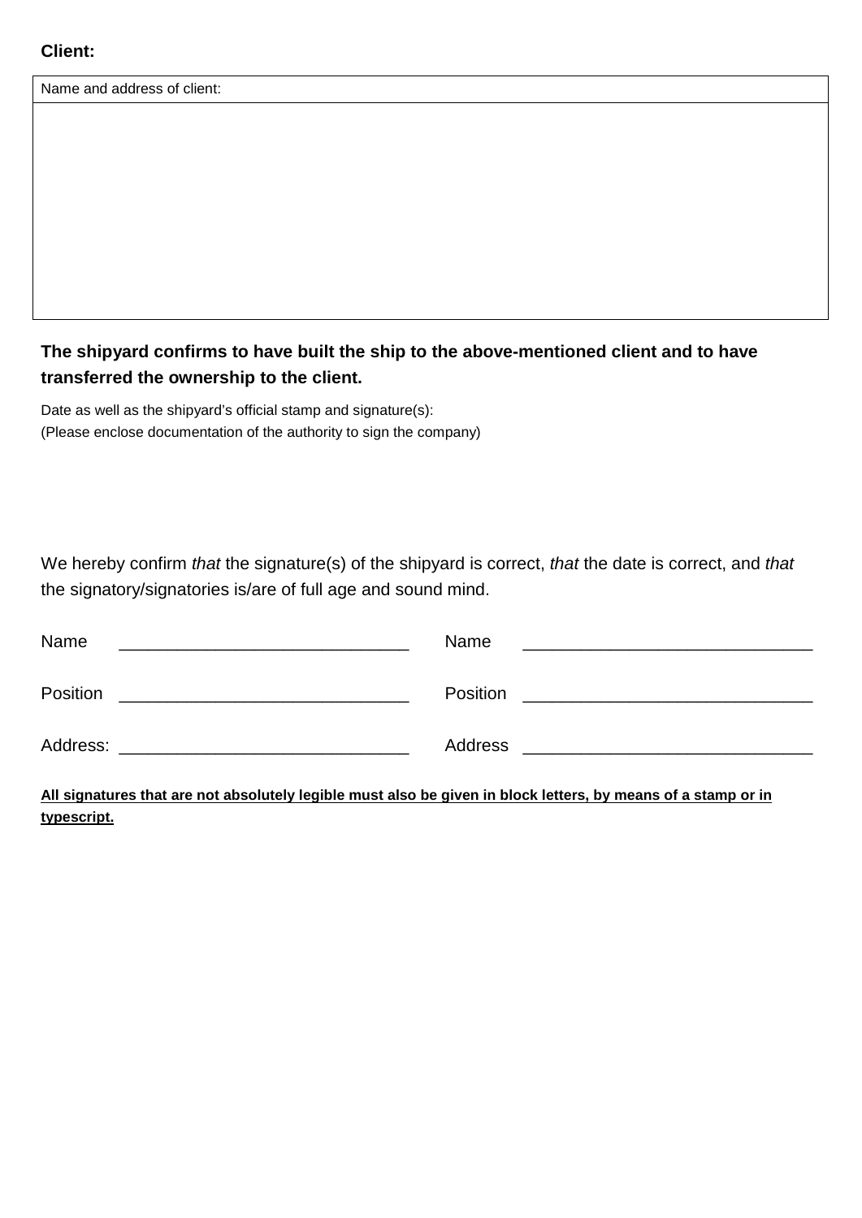**Client:**

| Name and address of client: |
| --- |
| |

**The shipyard confirms to have built the ship to the above-mentioned client and to have transferred the ownership to the client.**

Date as well as the shipyard's official stamp and signature(s):
(Please enclose documentation of the authority to sign the company)

We hereby confirm *that* the signature(s) of the shipyard is correct, *that* the date is correct, and *that* the signatory/signatories is/are of full age and sound mind.

Name ______________________________

Position ______________________________

Address: ______________________________

Name ______________________________

Position ______________________________

Address ______________________________

**All signatures that are not absolutely legible must also be given in block letters, by means of a stamp or in typescript.**